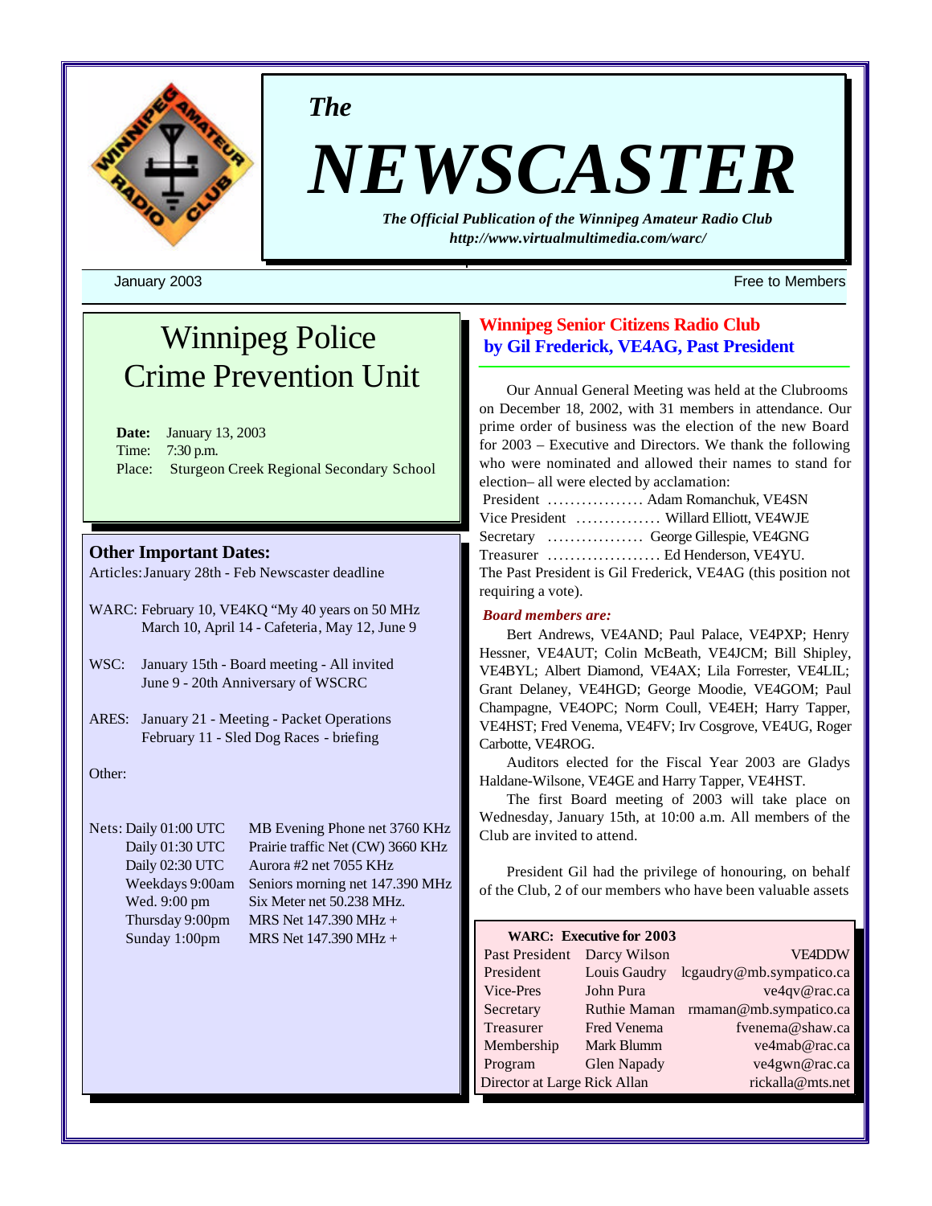*The*

# NEWSCASTER

***The Official Publication of the Winnipeg Amateur Radio Club***
***http://www.virtualmultimedia.com/warc/***

January 2003 Free to Members

## Winnipeg Police Crime Prevention Unit

**Date:** January 13, 2003
Time: 7:30 p.m.
Place: Sturgeon Creek Regional Secondary School

### Other Important Dates:

Articles: January 28th - Feb Newscaster deadline

WARC: February 10, VE4KQ "My 40 years on 50 MHz
March 10, April 14 - Cafeteria, May 12, June 9

WSC: January 15th - Board meeting - All invited
June 9 - 20th Anniversary of WSCRC

ARES: January 21 - Meeting - Packet Operations
February 11 - Sled Dog Races - briefing

Other:

| Nets: | |
|---|---|
| Daily 01:00 UTC | MB Evening Phone net 3760 KHz |
| Daily 01:30 UTC | Prairie traffic Net (CW) 3660 KHz |
| Daily 02:30 UTC | Aurora #2 net 7055 KHz |
| Weekdays 9:00am | Seniors morning net 147.390 MHz |
| Wed. 9:00 pm | Six Meter net 50.238 MHz. |
| Thursday 9:00pm | MRS Net 147.390 MHz + |
| Sunday 1:00pm | MRS Net 147.390 MHz + |

## Winnipeg Senior Citizens Radio Club
## by Gil Frederick, VE4AG, Past President

Our Annual General Meeting was held at the Clubrooms on December 18, 2002, with 31 members in attendance. Our prime order of business was the election of the new Board for 2003 – Executive and Directors. We thank the following who were nominated and allowed their names to stand for election– all were elected by acclamation:

President ................. Adam Romanchuk, VE4SN
Vice President ............... Willard Elliott, VE4WJE
Secretary ................. George Gillespie, VE4GNG
Treasurer ..................... Ed Henderson, VE4YU.

The Past President is Gil Frederick, VE4AG (this position not requiring a vote).

***Board members are:***

Bert Andrews, VE4AND; Paul Palace, VE4PXP; Henry Hessner, VE4AUT; Colin McBeath, VE4JCM; Bill Shipley, VE4BYL; Albert Diamond, VE4AX; Lila Forrester, VE4LIL; Grant Delaney, VE4HGD; George Moodie, VE4GOM; Paul Champagne, VE4OPC; Norm Coull, VE4EH; Harry Tapper, VE4HST; Fred Venema, VE4FV; Irv Cosgrove, VE4UG, Roger Carbotte, VE4ROG.

Auditors elected for the Fiscal Year 2003 are Gladys Haldane-Wilsone, VE4GE and Harry Tapper, VE4HST.

The first Board meeting of 2003 will take place on Wednesday, January 15th, at 10:00 a.m. All members of the Club are invited to attend.

President Gil had the privilege of honouring, on behalf of the Club, 2 of our members who have been valuable assets

**WARC: Executive for 2003**

| | | |
|---|---|---|
| Past President | Darcy Wilson | VE4DDW |
| President | Louis Gaudry | lcgaudry@mb.sympatico.ca |
| Vice-Pres | John Pura | ve4qv@rac.ca |
| Secretary | Ruthie Maman | rmaman@mb.sympatico.ca |
| Treasurer | Fred Venema | fvenema@shaw.ca |
| Membership | Mark Blumm | ve4mab@rac.ca |
| Program | Glen Napady | ve4gwn@rac.ca |
| Director at Large | Rick Allan | rickalla@mts.net |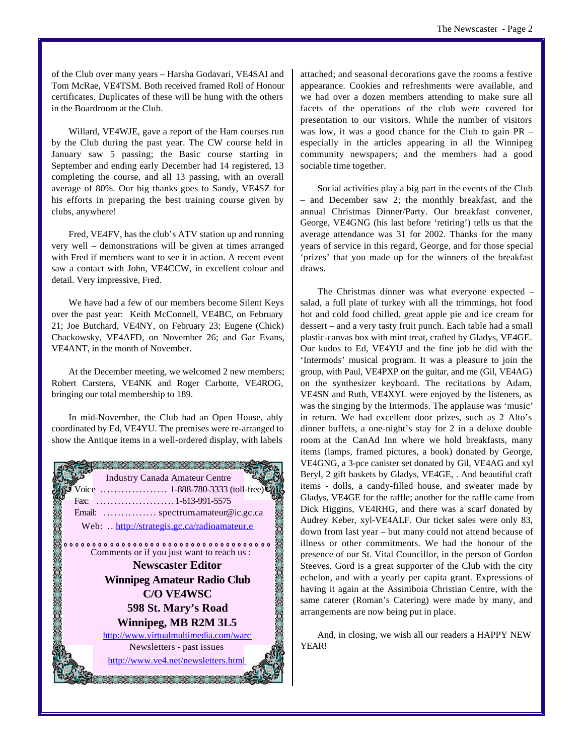of the Club over many years – Harsha Godavari, VE4SAI and Tom McRae, VE4TSM. Both received framed Roll of Honour certificates. Duplicates of these will be hung with the others in the Boardroom at the Club.

Willard, VE4WJE, gave a report of the Ham courses run by the Club during the past year. The CW course held in January saw 5 passing; the Basic course starting in September and ending early December had 14 registered, 13 completing the course, and all 13 passing, with an overall average of 80%. Our big thanks goes to Sandy, VE4SZ for his efforts in preparing the best training course given by clubs, anywhere!

Fred, VE4FV, has the club's ATV station up and running very well – demonstrations will be given at times arranged with Fred if members want to see it in action. A recent event saw a contact with John, VE4CCW, in excellent colour and detail. Very impressive, Fred.

We have had a few of our members become Silent Keys over the past year: Keith McConnell, VE4BC, on February 21; Joe Butchard, VE4NY, on February 23; Eugene (Chick) Chackowsky, VE4AFD, on November 26; and Gar Evans, VE4ANT, in the month of November.

At the December meeting, we welcomed 2 new members; Robert Carstens, VE4NK and Roger Carbotte, VE4ROG, bringing our total membership to 189.

In mid-November, the Club had an Open House, ably coordinated by Ed, VE4YU. The premises were re-arranged to show the Antique items in a well-ordered display, with labels attached; and seasonal decorations gave the rooms a festive appearance. Cookies and refreshments were available, and we had over a dozen members attending to make sure all facets of the operations of the club were covered for presentation to our visitors. While the number of visitors was low, it was a good chance for the Club to gain PR – especially in the articles appearing in all the Winnipeg community newspapers; and the members had a good sociable time together.

Social activities play a big part in the events of the Club – and December saw 2; the monthly breakfast, and the annual Christmas Dinner/Party. Our breakfast convener, George, VE4GNG (his last before 'retiring') tells us that the average attendance was 31 for 2002. Thanks for the many years of service in this regard, George, and for those special 'prizes' that you made up for the winners of the breakfast draws.

The Christmas dinner was what everyone expected – salad, a full plate of turkey with all the trimmings, hot food hot and cold food chilled, great apple pie and ice cream for dessert – and a very tasty fruit punch. Each table had a small plastic-canvas box with mint treat, crafted by Gladys, VE4GE. Our kudos to Ed, VE4YU and the fine job he did with the 'Intermods' musical program. It was a pleasure to join the group, with Paul, VE4PXP on the guitar, and me (Gil, VE4AG) on the synthesizer keyboard. The recitations by Adam, VE4SN and Ruth, VE4XYL were enjoyed by the listeners, as was the singing by the Intermods. The applause was 'music' in return. We had excellent door prizes, such as 2 Alto's dinner buffets, a one-night's stay for 2 in a deluxe double room at the CanAd Inn where we hold breakfasts, many items (lamps, framed pictures, a book) donated by George, VE4GNG, a 3-pce canister set donated by Gil, VE4AG and xyl Beryl, 2 gift baskets by Gladys, VE4GE, . And beautiful craft items - dolls, a candy-filled house, and sweater made by Gladys, VE4GE for the raffle; another for the raffle came from Dick Higgins, VE4RHG, and there was a scarf donated by Audrey Keber, xyl-VE4ALF. Our ticket sales were only 83, down from last year – but many could not attend because of illness or other commitments. We had the honour of the presence of our St. Vital Councillor, in the person of Gordon Steeves. Gord is a great supporter of the Club with the city echelon, and with a yearly per capita grant. Expressions of having it again at the Assiniboia Christian Centre, with the same caterer (Roman's Catering) were made by many, and arrangements are now being put in place.

And, in closing, we wish all our readers a HAPPY NEW YEAR!

---

Industry Canada Amateur Centre

Voice .................. 1-888-780-3333 (toll-free)

Fax: ...................... 1-613-991-5575

Email: ............... spectrum.amateur@ic.gc.ca

Web: .. http://strategis.gc.ca/radioamateur.e

Comments or if you just want to reach us :

**Newscaster Editor**
**Winnipeg Amateur Radio Club**
**C/O VE4WSC**
**598 St. Mary's Road**
**Winnipeg, MB R2M 3L5**

http://www.virtualmultimedia.com/warc

Newsletters - past issues

http://www.ve4.net/newsletters.html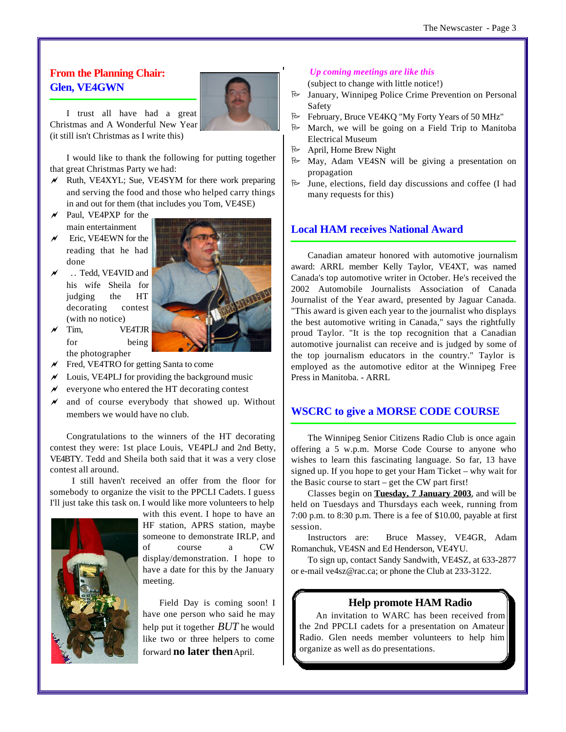## From the Planning Chair: Glen, VE4GWN

I trust all have had a great Christmas and A Wonderful New Year (it still isn't Christmas as I write this)

I would like to thank the following for putting together that great Christmas Party we had:

- Ruth, VE4XYL; Sue, VE4SYM for there work preparing and serving the food and those who helped carry things in and out for them (that includes you Tom, VE4SE)
- Paul, VE4PXP for the main entertainment
- Eric, VE4EWN for the reading that he had done
- .. Tedd, VE4VID and his wife Sheila for judging the HT decorating contest (with no notice)
- Tim, VE4TJR for being the photographer
- Fred, VE4TRO for getting Santa to come
- Louis, VE4PLJ for providing the background music
- everyone who entered the HT decorating contest
- and of course everybody that showed up. Without members we would have no club.

Congratulations to the winners of the HT decorating contest they were: 1st place Louis, VE4PLJ and 2nd Betty, VE4BTY. Tedd and Sheila both said that it was a very close contest all around.

I still haven't received an offer from the floor for somebody to organize the visit to the PPCLI Cadets. I guess I'll just take this task on. I would like more volunteers to help with this event. I hope to have an HF station, APRS station, maybe someone to demonstrate IRLP, and of course a CW display/demonstration. I hope to have a date for this by the January meeting.

Field Day is coming soon! I have one person who said he may help put it together *BUT* he would like two or three helpers to come forward **no later then** April.

*Up coming meetings are like this*

(subject to change with little notice!)

- January, Winnipeg Police Crime Prevention on Personal Safety
- February, Bruce VE4KQ "My Forty Years of 50 MHz"
- March, we will be going on a Field Trip to Manitoba Electrical Museum
- April, Home Brew Night
- May, Adam VE4SN will be giving a presentation on propagation
- June, elections, field day discussions and coffee (I had many requests for this)

## Local HAM receives National Award

Canadian amateur honored with automotive journalism award: ARRL member Kelly Taylor, VE4XT, was named Canada's top automotive writer in October. He's received the 2002 Automobile Journalists Association of Canada Journalist of the Year award, presented by Jaguar Canada. "This award is given each year to the journalist who displays the best automotive writing in Canada," says the rightfully proud Taylor. "It is the top recognition that a Canadian automotive journalist can receive and is judged by some of the top journalism educators in the country." Taylor is employed as the automotive editor at the Winnipeg Free Press in Manitoba. - ARRL

## WSCRC to give a MORSE CODE COURSE

The Winnipeg Senior Citizens Radio Club is once again offering a 5 w.p.m. Morse Code Course to anyone who wishes to learn this fascinating language. So far, 13 have signed up. If you hope to get your Ham Ticket – why wait for the Basic course to start – get the CW part first!

Classes begin on **Tuesday, 7 January 2003**, and will be held on Tuesdays and Thursdays each week, running from 7:00 p.m. to 8:30 p.m. There is a fee of $10.00, payable at first session.

Instructors are: Bruce Massey, VE4GR, Adam Romanchuk, VE4SN and Ed Henderson, VE4YU.

To sign up, contact Sandy Sandwith, VE4SZ, at 633-2877 or e-mail ve4sz@rac.ca; or phone the Club at 233-3122.

### Help promote HAM Radio

An invitation to WARC has been received from the 2nd PPCLI cadets for a presentation on Amateur Radio. Glen needs member volunteers to help him organize as well as do presentations.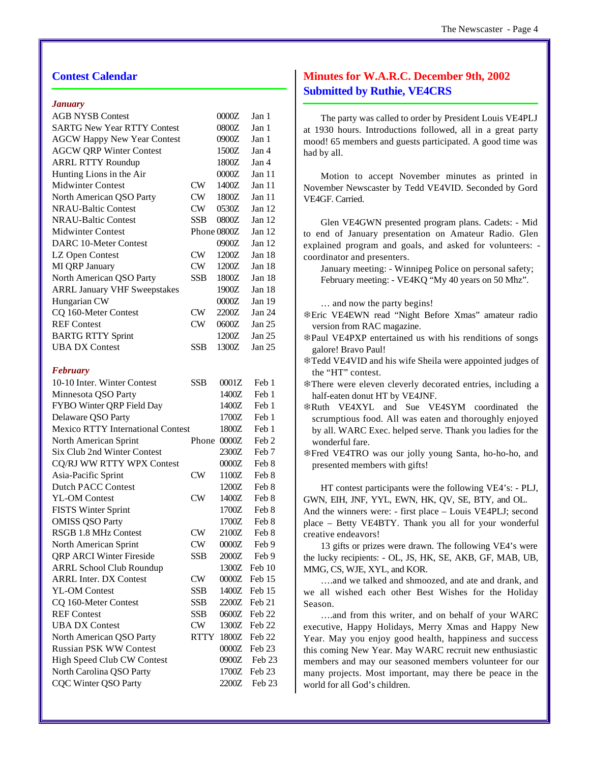## Contest Calendar

### *January*

| Contest | Mode | Time | Date |
|---|---|---|---|
| AGB NYSB Contest | | 0000Z | Jan 1 |
| SARTG New Year RTTY Contest | | 0800Z | Jan 1 |
| AGCW Happy New Year Contest | | 0900Z | Jan 1 |
| AGCW QRP Winter Contest | | 1500Z | Jan 4 |
| ARRL RTTY Roundup | | 1800Z | Jan 4 |
| Hunting Lions in the Air | | 0000Z | Jan 11 |
| Midwinter Contest | CW | 1400Z | Jan 11 |
| North American QSO Party | CW | 1800Z | Jan 11 |
| NRAU-Baltic Contest | CW | 0530Z | Jan 12 |
| NRAU-Baltic Contest | SSB | 0800Z | Jan 12 |
| Midwinter Contest | Phone | 0800Z | Jan 12 |
| DARC 10-Meter Contest | | 0900Z | Jan 12 |
| LZ Open Contest | CW | 1200Z | Jan 18 |
| MI QRP January | CW | 1200Z | Jan 18 |
| North American QSO Party | SSB | 1800Z | Jan 18 |
| ARRL January VHF Sweepstakes | | 1900Z | Jan 18 |
| Hungarian CW | | 0000Z | Jan 19 |
| CQ 160-Meter Contest | CW | 2200Z | Jan 24 |
| REF Contest | CW | 0600Z | Jan 25 |
| BARTG RTTY Sprint | | 1200Z | Jan 25 |
| UBA DX Contest | SSB | 1300Z | Jan 25 |

### *February*

| Contest | Mode | Time | Date |
|---|---|---|---|
| 10-10 Inter. Winter Contest | SSB | 0001Z | Feb 1 |
| Minnesota QSO Party | | 1400Z | Feb 1 |
| FYBO Winter QRP Field Day | | 1400Z | Feb 1 |
| Delaware QSO Party | | 1700Z | Feb 1 |
| Mexico RTTY International Contest | | 1800Z | Feb 1 |
| North American Sprint | Phone | 0000Z | Feb 2 |
| Six Club 2nd Winter Contest | | 2300Z | Feb 7 |
| CQ/RJ WW RTTY WPX Contest | | 0000Z | Feb 8 |
| Asia-Pacific Sprint | CW | 1100Z | Feb 8 |
| Dutch PACC Contest | | 1200Z | Feb 8 |
| YL-OM Contest | CW | 1400Z | Feb 8 |
| FISTS Winter Sprint | | 1700Z | Feb 8 |
| OMISS QSO Party | | 1700Z | Feb 8 |
| RSGB 1.8 MHz Contest | CW | 2100Z | Feb 8 |
| North American Sprint | CW | 0000Z | Feb 9 |
| QRP ARCI Winter Fireside | SSB | 2000Z | Feb 9 |
| ARRL School Club Roundup | | 1300Z | Feb 10 |
| ARRL Inter. DX Contest | CW | 0000Z | Feb 15 |
| YL-OM Contest | SSB | 1400Z | Feb 15 |
| CQ 160-Meter Contest | SSB | 2200Z | Feb 21 |
| REF Contest | SSB | 0600Z | Feb 22 |
| UBA DX Contest | CW | 1300Z | Feb 22 |
| North American QSO Party | RTTY | 1800Z | Feb 22 |
| Russian PSK WW Contest | | 0000Z | Feb 23 |
| High Speed Club CW Contest | | 0900Z | Feb 23 |
| North Carolina QSO Party | | 1700Z | Feb 23 |
| CQC Winter QSO Party | | 2200Z | Feb 23 |

## Minutes for W.A.R.C. December 9th, 2002
## Submitted by Ruthie, VE4CRS

The party was called to order by President Louis VE4PLJ at 1930 hours. Introductions followed, all in a great party mood! 65 members and guests participated. A good time was had by all.

Motion to accept November minutes as printed in November Newscaster by Tedd VE4VID. Seconded by Gord VE4GF. Carried.

Glen VE4GWN presented program plans. Cadets: - Mid to end of January presentation on Amateur Radio. Glen explained program and goals, and asked for volunteers: - coordinator and presenters.

January meeting: - Winnipeg Police on personal safety;
February meeting: - VE4KQ "My 40 years on 50 Mhz".

… and now the party begins!

- Eric VE4EWN read "Night Before Xmas" amateur radio version from RAC magazine.
- Paul VE4PXP entertained us with his renditions of songs galore! Bravo Paul!
- Tedd VE4VID and his wife Sheila were appointed judges of the "HT" contest.
- There were eleven cleverly decorated entries, including a half-eaten donut HT by VE4JNF.
- Ruth VE4XYL and Sue VE4SYM coordinated the scrumptious food. All was eaten and thoroughly enjoyed by all. WARC Exec. helped serve. Thank you ladies for the wonderful fare.
- Fred VE4TRO was our jolly young Santa, ho-ho-ho, and presented members with gifts!

HT contest participants were the following VE4's: - PLJ, GWN, EIH, JNF, YYL, EWN, HK, QV, SE, BTY, and OL. And the winners were: - first place – Louis VE4PLJ; second place – Betty VE4BTY. Thank you all for your wonderful creative endeavors!

13 gifts or prizes were drawn. The following VE4's were the lucky recipients: - OL, JS, HK, SE, AKB, GF, MAB, UB, MMG, CS, WJE, XYL, and KOR.

….and we talked and shmoozed, and ate and drank, and we all wished each other Best Wishes for the Holiday Season.

….and from this writer, and on behalf of your WARC executive, Happy Holidays, Merry Xmas and Happy New Year. May you enjoy good health, happiness and success this coming New Year. May WARC recruit new enthusiastic members and may our seasoned members volunteer for our many projects. Most important, may there be peace in the world for all God's children.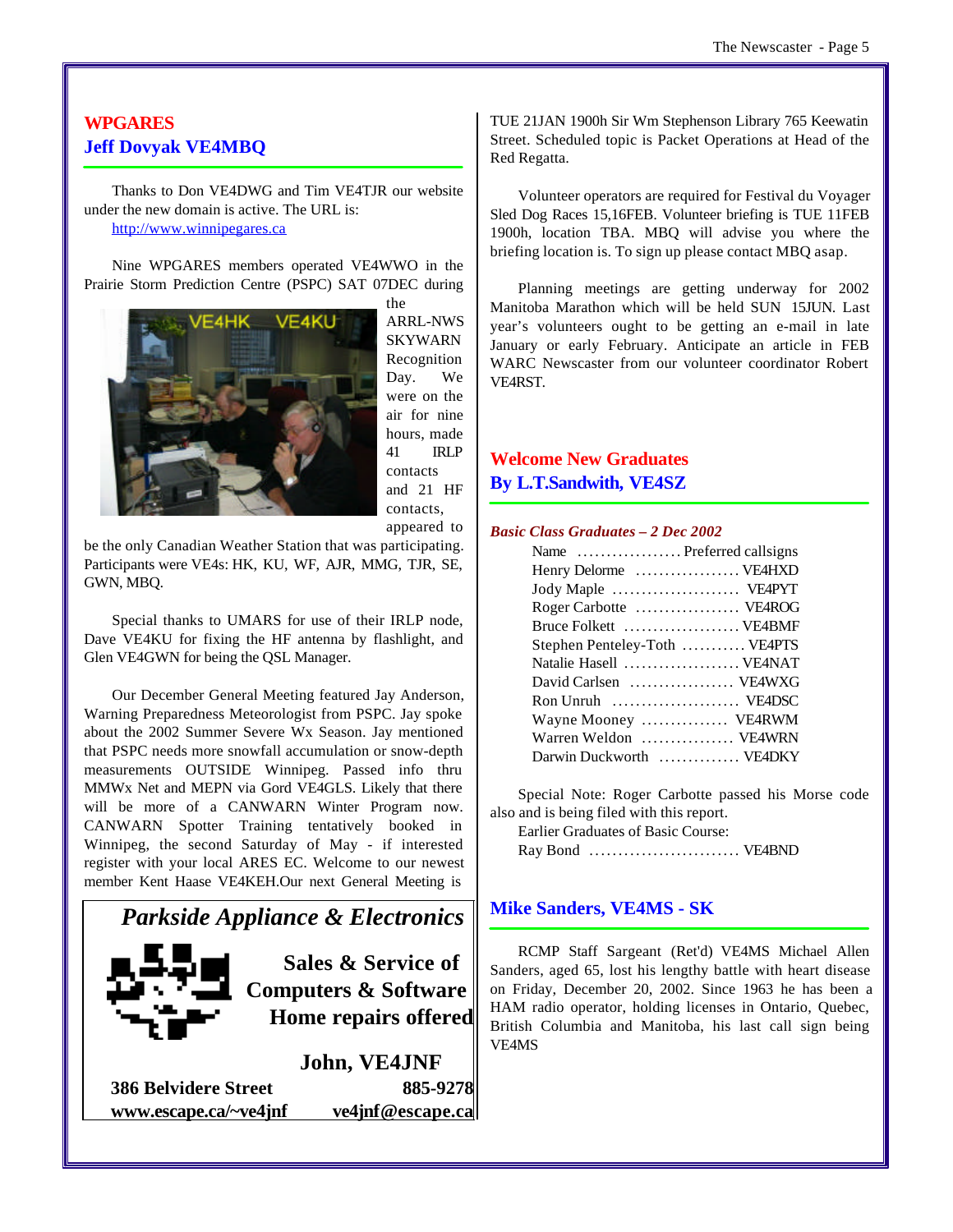## WPGARES
## Jeff Dovyak VE4MBQ

Thanks to Don VE4DWG and Tim VE4TJR our website under the new domain is active. The URL is: http://www.winnipegares.ca

Nine WPGARES members operated VE4WWO in the Prairie Storm Prediction Centre (PSPC) SAT 07DEC during the ARRL-NWS SKYWARN Recognition Day. We were on the air for nine hours, made 41 IRLP contacts and 21 HF contacts, appeared to be the only Canadian Weather Station that was participating. Participants were VE4s: HK, KU, WF, AJR, MMG, TJR, SE, GWN, MBQ.

Special thanks to UMARS for use of their IRLP node, Dave VE4KU for fixing the HF antenna by flashlight, and Glen VE4GWN for being the QSL Manager.

Our December General Meeting featured Jay Anderson, Warning Preparedness Meteorologist from PSPC. Jay spoke about the 2002 Summer Severe Wx Season. Jay mentioned that PSPC needs more snowfall accumulation or snow-depth measurements OUTSIDE Winnipeg. Passed info thru MMWx Net and MEPN via Gord VE4GLS. Likely that there will be more of a CANWARN Winter Program now. CANWARN Spotter Training tentatively booked in Winnipeg, the second Saturday of May - if interested register with your local ARES EC. Welcome to our newest member Kent Haase VE4KEH.Our next General Meeting is TUE 21JAN 1900h Sir Wm Stephenson Library 765 Keewatin Street. Scheduled topic is Packet Operations at Head of the Red Regatta.

Volunteer operators are required for Festival du Voyager Sled Dog Races 15,16FEB. Volunteer briefing is TUE 11FEB 1900h, location TBA. MBQ will advise you where the briefing location is. To sign up please contact MBQ asap.

Planning meetings are getting underway for 2002 Manitoba Marathon which will be held SUN 15JUN. Last year's volunteers ought to be getting an e-mail in late January or early February. Anticipate an article in FEB WARC Newscaster from our volunteer coordinator Robert VE4RST.

---

***Parkside Appliance & Electronics***

**Sales & Service of Computers & Software**
**Home repairs offered**

**John, VE4JNF**

**386 Belvidere Street** — **885-9278**
**www.escape.ca/~ve4jnf** — **ve4jnf@escape.ca**

---

## Welcome New Graduates
## By L.T.Sandwith, VE4SZ

***Basic Class Graduates – 2 Dec 2002***

| Name | Preferred callsigns |
|---|---|
| Henry Delorme | VE4HXD |
| Jody Maple | VE4PYT |
| Roger Carbotte | VE4ROG |
| Bruce Folkett | VE4BMF |
| Stephen Penteley-Toth | VE4PTS |
| Natalie Hasell | VE4NAT |
| David Carlsen | VE4WXG |
| Ron Unruh | VE4DSC |
| Wayne Mooney | VE4RWM |
| Warren Weldon | VE4WRN |
| Darwin Duckworth | VE4DKY |

Special Note: Roger Carbotte passed his Morse code also and is being filed with this report.

Earlier Graduates of Basic Course:

Ray Bond .......................... VE4BND

## Mike Sanders, VE4MS - SK

RCMP Staff Sargeant (Ret'd) VE4MS Michael Allen Sanders, aged 65, lost his lengthy battle with heart disease on Friday, December 20, 2002. Since 1963 he has been a HAM radio operator, holding licenses in Ontario, Quebec, British Columbia and Manitoba, his last call sign being VE4MS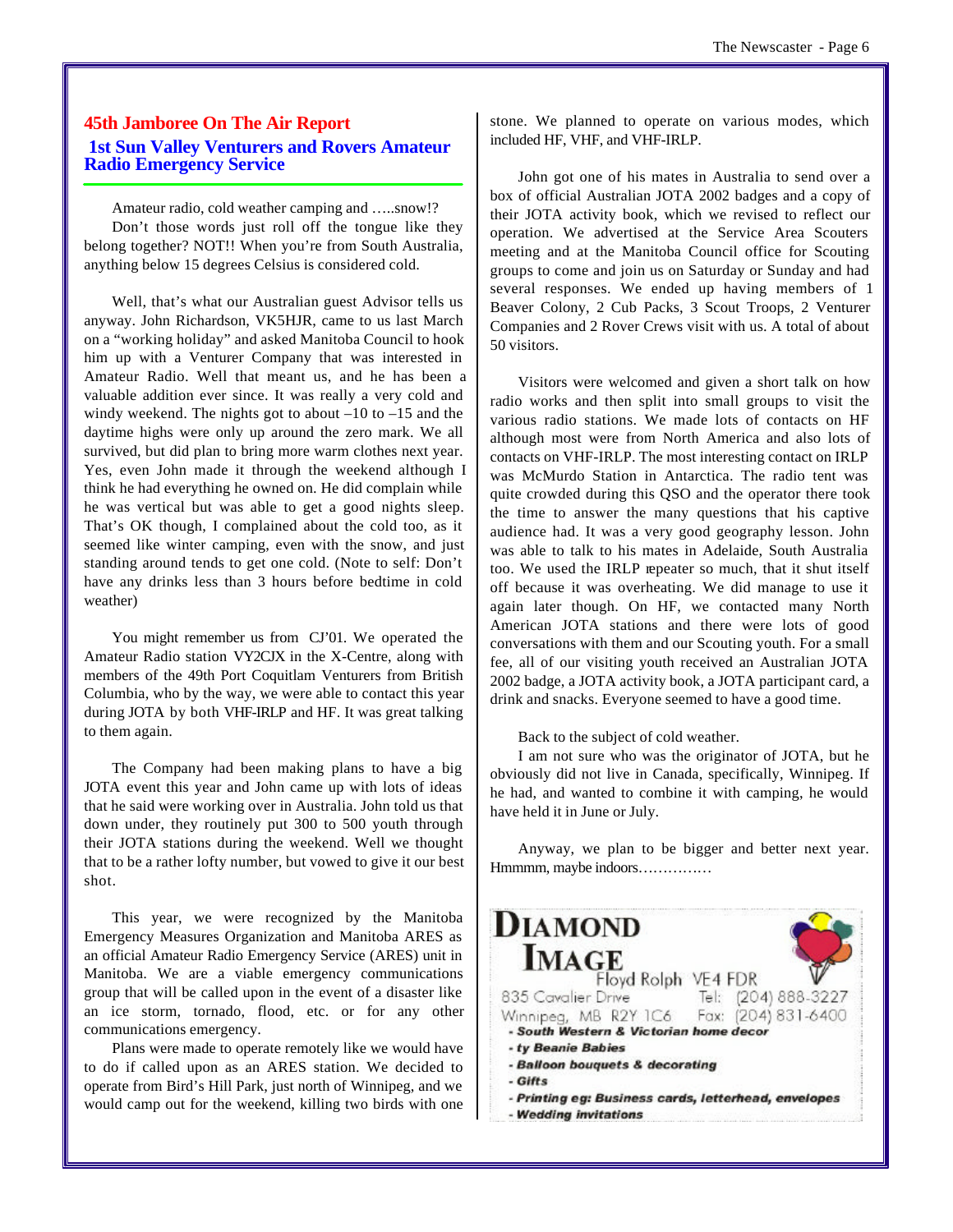## 45th Jamboree On The Air Report

### 1st Sun Valley Venturers and Rovers Amateur Radio Emergency Service

Amateur radio, cold weather camping and …..snow!?

Don't those words just roll off the tongue like they belong together? NOT!! When you're from South Australia, anything below 15 degrees Celsius is considered cold.

Well, that's what our Australian guest Advisor tells us anyway. John Richardson, VK5HJR, came to us last March on a "working holiday" and asked Manitoba Council to hook him up with a Venturer Company that was interested in Amateur Radio. Well that meant us, and he has been a valuable addition ever since. It was really a very cold and windy weekend. The nights got to about –10 to –15 and the daytime highs were only up around the zero mark. We all survived, but did plan to bring more warm clothes next year. Yes, even John made it through the weekend although I think he had everything he owned on. He did complain while he was vertical but was able to get a good nights sleep. That's OK though, I complained about the cold too, as it seemed like winter camping, even with the snow, and just standing around tends to get one cold. (Note to self: Don't have any drinks less than 3 hours before bedtime in cold weather)

You might remember us from CJ'01. We operated the Amateur Radio station VY2CJX in the X-Centre, along with members of the 49th Port Coquitlam Venturers from British Columbia, who by the way, we were able to contact this year during JOTA by both VHF-IRLP and HF. It was great talking to them again.

The Company had been making plans to have a big JOTA event this year and John came up with lots of ideas that he said were working over in Australia. John told us that down under, they routinely put 300 to 500 youth through their JOTA stations during the weekend. Well we thought that to be a rather lofty number, but vowed to give it our best shot.

This year, we were recognized by the Manitoba Emergency Measures Organization and Manitoba ARES as an official Amateur Radio Emergency Service (ARES) unit in Manitoba. We are a viable emergency communications group that will be called upon in the event of a disaster like an ice storm, tornado, flood, etc. or for any other communications emergency.

Plans were made to operate remotely like we would have to do if called upon as an ARES station. We decided to operate from Bird's Hill Park, just north of Winnipeg, and we would camp out for the weekend, killing two birds with one stone. We planned to operate on various modes, which included HF, VHF, and VHF-IRLP.

John got one of his mates in Australia to send over a box of official Australian JOTA 2002 badges and a copy of their JOTA activity book, which we revised to reflect our operation. We advertised at the Service Area Scouters meeting and at the Manitoba Council office for Scouting groups to come and join us on Saturday or Sunday and had several responses. We ended up having members of 1 Beaver Colony, 2 Cub Packs, 3 Scout Troops, 2 Venturer Companies and 2 Rover Crews visit with us. A total of about 50 visitors.

Visitors were welcomed and given a short talk on how radio works and then split into small groups to visit the various radio stations. We made lots of contacts on HF although most were from North America and also lots of contacts on VHF-IRLP. The most interesting contact on IRLP was McMurdo Station in Antarctica. The radio tent was quite crowded during this QSO and the operator there took the time to answer the many questions that his captive audience had. It was a very good geography lesson. John was able to talk to his mates in Adelaide, South Australia too. We used the IRLP repeater so much, that it shut itself off because it was overheating. We did manage to use it again later though. On HF, we contacted many North American JOTA stations and there were lots of good conversations with them and our Scouting youth. For a small fee, all of our visiting youth received an Australian JOTA 2002 badge, a JOTA activity book, a JOTA participant card, a drink and snacks. Everyone seemed to have a good time.

Back to the subject of cold weather.

I am not sure who was the originator of JOTA, but he obviously did not live in Canada, specifically, Winnipeg. If he had, and wanted to combine it with camping, he would have held it in June or July.

Anyway, we plan to be bigger and better next year. Hmmmm, maybe indoors……………

**DIAMOND IMAGE**

Floyd Rolph VE4 FDR

835 Cavalier Drive
Winnipeg, MB R2Y 1C6

Tel: (204) 888-3227
Fax: (204) 831-6400

- *South Western & Victorian home decor*
- *ty Beanie Babies*
- *Balloon bouquets & decorating*
- *Gifts*
- *Printing eg: Business cards, letterhead, envelopes*
- *Wedding invitations*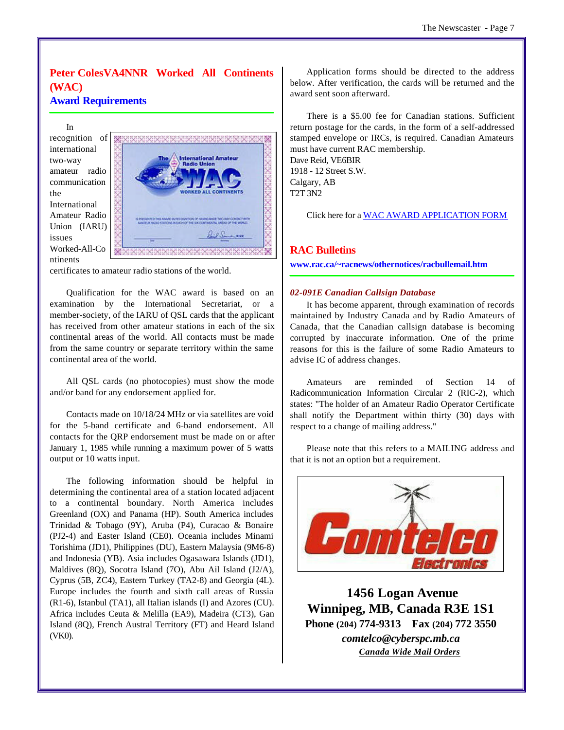## Peter ColesVA4NNR Worked All Continents (WAC)

### Award Requirements

In recognition of international two-way amateur radio communication the International Amateur Radio Union (IARU) issues Worked-All-Continents certificates to amateur radio stations of the world.

Qualification for the WAC award is based on an examination by the International Secretariat, or a member-society, of the IARU of QSL cards that the applicant has received from other amateur stations in each of the six continental areas of the world. All contacts must be made from the same country or separate territory within the same continental area of the world.

All QSL cards (no photocopies) must show the mode and/or band for any endorsement applied for.

Contacts made on 10/18/24 MHz or via satellites are void for the 5-band certificate and 6-band endorsement. All contacts for the QRP endorsement must be made on or after January 1, 1985 while running a maximum power of 5 watts output or 10 watts input.

The following information should be helpful in determining the continental area of a station located adjacent to a continental boundary. North America includes Greenland (OX) and Panama (HP). South America includes Trinidad & Tobago (9Y), Aruba (P4), Curacao & Bonaire (PJ2-4) and Easter Island (CE0). Oceania includes Minami Torishima (JD1), Philippines (DU), Eastern Malaysia (9M6-8) and Indonesia (YB). Asia includes Ogasawara Islands (JD1), Maldives (8Q), Socotra Island (7O), Abu Ail Island (J2/A), Cyprus (5B, ZC4), Eastern Turkey (TA2-8) and Georgia (4L). Europe includes the fourth and sixth call areas of Russia (R1-6), Istanbul (TA1), all Italian islands (I) and Azores (CU). Africa includes Ceuta & Melilla (EA9), Madeira (CT3), Gan Island (8Q), French Austral Territory (FT) and Heard Island (VK0).

Application forms should be directed to the address below. After verification, the cards will be returned and the award sent soon afterward.

There is a $5.00 fee for Canadian stations. Sufficient return postage for the cards, in the form of a self-addressed stamped envelope or IRCs, is required. Canadian Amateurs must have current RAC membership.

Dave Reid, VE6BIR
1918 - 12 Street S.W.
Calgary, AB
T2T 3N2

Click here for a WAC AWARD APPLICATION FORM

## RAC Bulletins

**www.rac.ca/~racnews/othernotices/racbullemail.htm**

***02-091E Canadian Callsign Database***

It has become apparent, through examination of records maintained by Industry Canada and by Radio Amateurs of Canada, that the Canadian callsign database is becoming corrupted by inaccurate information. One of the prime reasons for this is the failure of some Radio Amateurs to advise IC of address changes.

Amateurs are reminded of Section 14 of Radiocommunication Information Circular 2 (RIC-2), which states: "The holder of an Amateur Radio Operator Certificate shall notify the Department within thirty (30) days with respect to a change of mailing address."

Please note that this refers to a MAILING address and that it is not an option but a requirement.

Comtelco Electronics

**1456 Logan Avenue**
**Winnipeg, MB, Canada R3E 1S1**
**Phone (204) 774-9313 Fax (204) 772 3550**
***comtelco@cyberspc.mb.ca***
***Canada Wide Mail Orders***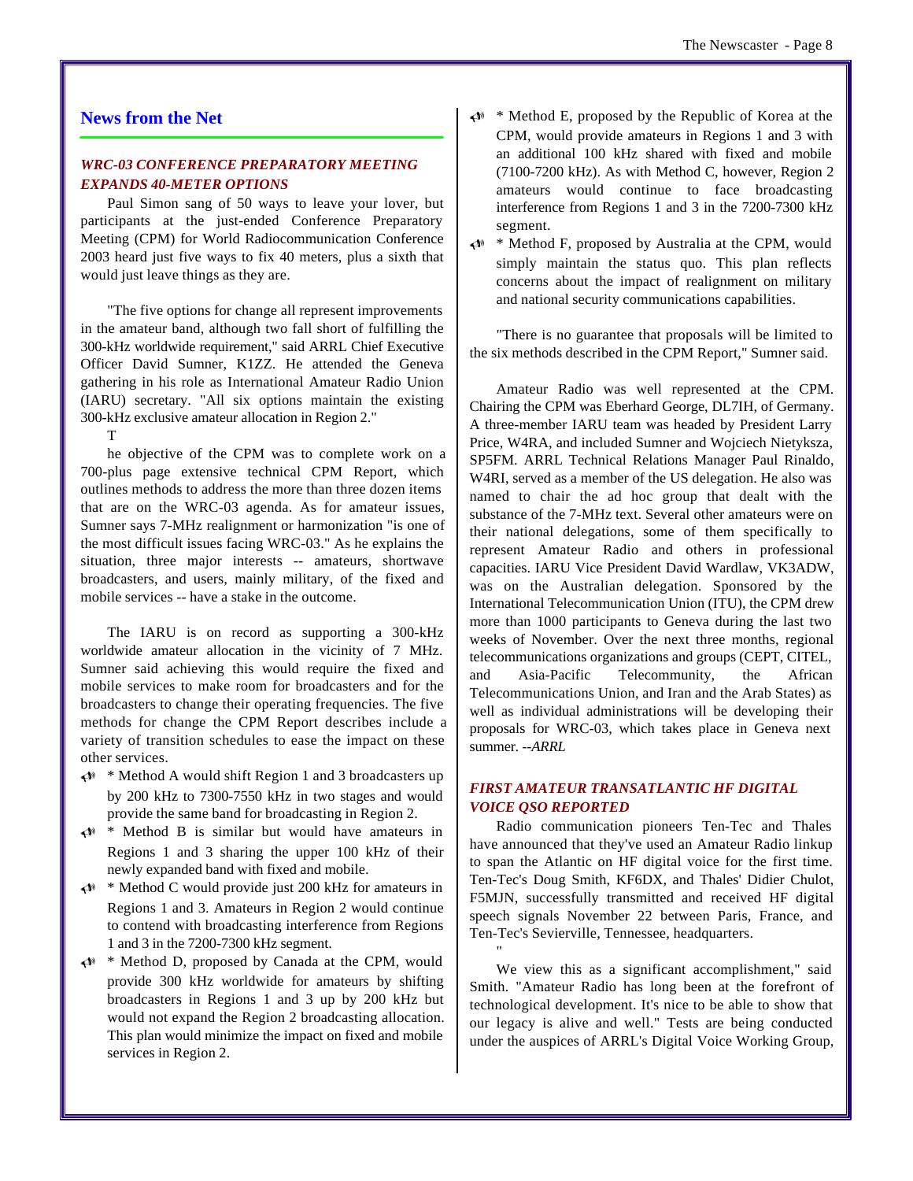## News from the Net

### *WRC-03 CONFERENCE PREPARATORY MEETING EXPANDS 40-METER OPTIONS*

Paul Simon sang of 50 ways to leave your lover, but participants at the just-ended Conference Preparatory Meeting (CPM) for World Radiocommunication Conference 2003 heard just five ways to fix 40 meters, plus a sixth that would just leave things as they are.

"The five options for change all represent improvements in the amateur band, although two fall short of fulfilling the 300-kHz worldwide requirement," said ARRL Chief Executive Officer David Sumner, K1ZZ. He attended the Geneva gathering in his role as International Amateur Radio Union (IARU) secretary. "All six options maintain the existing 300-kHz exclusive amateur allocation in Region 2."

The objective of the CPM was to complete work on a 700-plus page extensive technical CPM Report, which outlines methods to address the more than three dozen items that are on the WRC-03 agenda. As for amateur issues, Sumner says 7-MHz realignment or harmonization "is one of the most difficult issues facing WRC-03." As he explains the situation, three major interests -- amateurs, shortwave broadcasters, and users, mainly military, of the fixed and mobile services -- have a stake in the outcome.

The IARU is on record as supporting a 300-kHz worldwide amateur allocation in the vicinity of 7 MHz. Sumner said achieving this would require the fixed and mobile services to make room for broadcasters and for the broadcasters to change their operating frequencies. The five methods for change the CPM Report describes include a variety of transition schedules to ease the impact on these other services.

- * Method A would shift Region 1 and 3 broadcasters up by 200 kHz to 7300-7550 kHz in two stages and would provide the same band for broadcasting in Region 2.
- * Method B is similar but would have amateurs in Regions 1 and 3 sharing the upper 100 kHz of their newly expanded band with fixed and mobile.
- * Method C would provide just 200 kHz for amateurs in Regions 1 and 3. Amateurs in Region 2 would continue to contend with broadcasting interference from Regions 1 and 3 in the 7200-7300 kHz segment.
- * Method D, proposed by Canada at the CPM, would provide 300 kHz worldwide for amateurs by shifting broadcasters in Regions 1 and 3 up by 200 kHz but would not expand the Region 2 broadcasting allocation. This plan would minimize the impact on fixed and mobile services in Region 2.
- * Method E, proposed by the Republic of Korea at the CPM, would provide amateurs in Regions 1 and 3 with an additional 100 kHz shared with fixed and mobile (7100-7200 kHz). As with Method C, however, Region 2 amateurs would continue to face broadcasting interference from Regions 1 and 3 in the 7200-7300 kHz segment.
- * Method F, proposed by Australia at the CPM, would simply maintain the status quo. This plan reflects concerns about the impact of realignment on military and national security communications capabilities.

"There is no guarantee that proposals will be limited to the six methods described in the CPM Report," Sumner said.

Amateur Radio was well represented at the CPM. Chairing the CPM was Eberhard George, DL7IH, of Germany. A three-member IARU team was headed by President Larry Price, W4RA, and included Sumner and Wojciech Nietyksza, SP5FM. ARRL Technical Relations Manager Paul Rinaldo, W4RI, served as a member of the US delegation. He also was named to chair the ad hoc group that dealt with the substance of the 7-MHz text. Several other amateurs were on their national delegations, some of them specifically to represent Amateur Radio and others in professional capacities. IARU Vice President David Wardlaw, VK3ADW, was on the Australian delegation. Sponsored by the International Telecommunication Union (ITU), the CPM drew more than 1000 participants to Geneva during the last two weeks of November. Over the next three months, regional telecommunications organizations and groups (CEPT, CITEL, and Asia-Pacific Telecommunity, the African Telecommunications Union, and Iran and the Arab States) as well as individual administrations will be developing their proposals for WRC-03, which takes place in Geneva next summer. *--ARRL*

### *FIRST AMATEUR TRANSATLANTIC HF DIGITAL VOICE QSO REPORTED*

Radio communication pioneers Ten-Tec and Thales have announced that they've used an Amateur Radio linkup to span the Atlantic on HF digital voice for the first time. Ten-Tec's Doug Smith, KF6DX, and Thales' Didier Chulot, F5MJN, successfully transmitted and received HF digital speech signals November 22 between Paris, France, and Ten-Tec's Sevierville, Tennessee, headquarters.

"We view this as a significant accomplishment," said Smith. "Amateur Radio has long been at the forefront of technological development. It's nice to be able to show that our legacy is alive and well." Tests are being conducted under the auspices of ARRL's Digital Voice Working Group,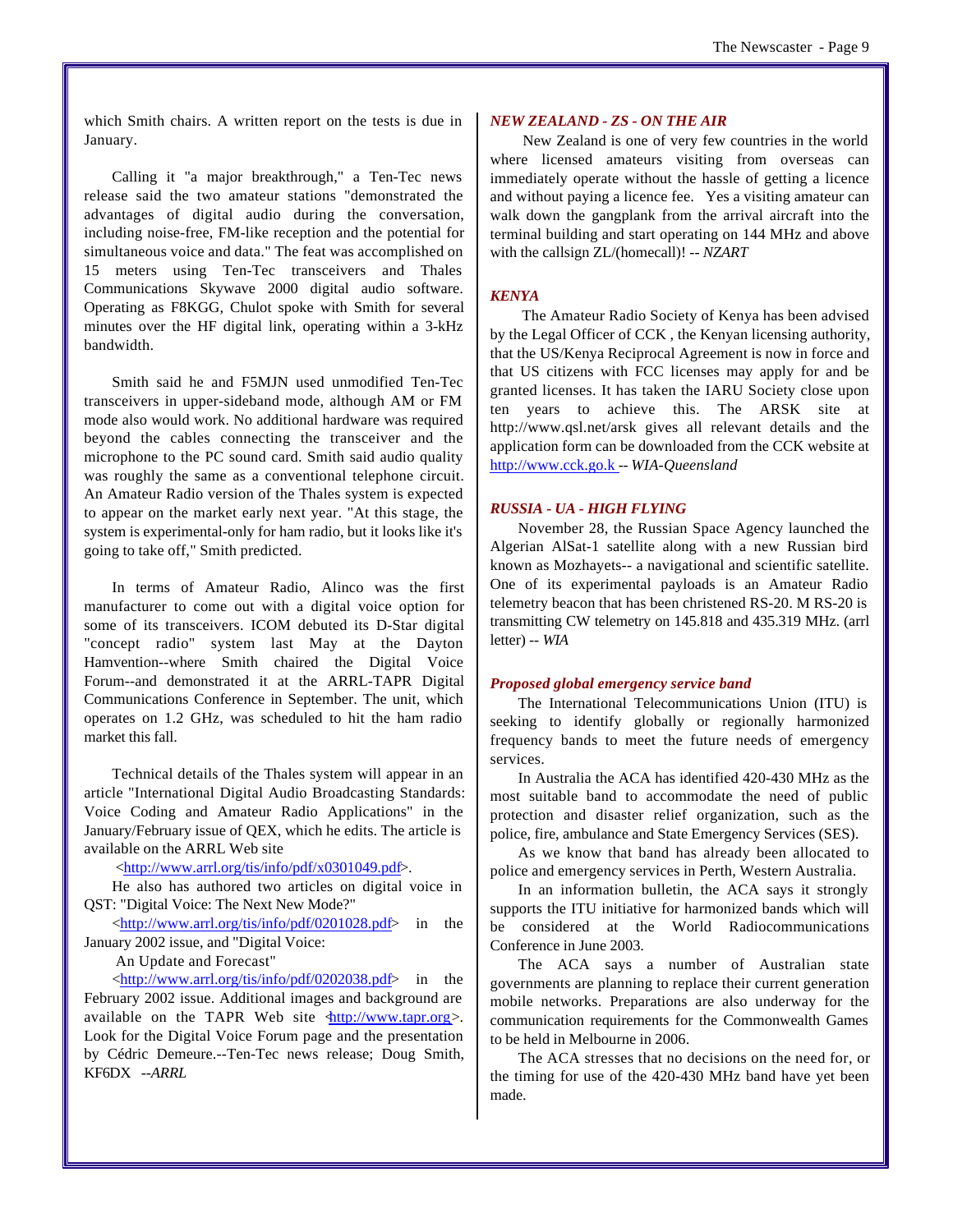which Smith chairs. A written report on the tests is due in January.

Calling it "a major breakthrough," a Ten-Tec news release said the two amateur stations "demonstrated the advantages of digital audio during the conversation, including noise-free, FM-like reception and the potential for simultaneous voice and data." The feat was accomplished on 15 meters using Ten-Tec transceivers and Thales Communications Skywave 2000 digital audio software. Operating as F8KGG, Chulot spoke with Smith for several minutes over the HF digital link, operating within a 3-kHz bandwidth.

Smith said he and F5MJN used unmodified Ten-Tec transceivers in upper-sideband mode, although AM or FM mode also would work. No additional hardware was required beyond the cables connecting the transceiver and the microphone to the PC sound card. Smith said audio quality was roughly the same as a conventional telephone circuit. An Amateur Radio version of the Thales system is expected to appear on the market early next year. "At this stage, the system is experimental-only for ham radio, but it looks like it's going to take off," Smith predicted.

In terms of Amateur Radio, Alinco was the first manufacturer to come out with a digital voice option for some of its transceivers. ICOM debuted its D-Star digital "concept radio" system last May at the Dayton Hamvention--where Smith chaired the Digital Voice Forum--and demonstrated it at the ARRL-TAPR Digital Communications Conference in September. The unit, which operates on 1.2 GHz, was scheduled to hit the ham radio market this fall.

Technical details of the Thales system will appear in an article "International Digital Audio Broadcasting Standards: Voice Coding and Amateur Radio Applications" in the January/February issue of QEX, which he edits. The article is available on the ARRL Web site
<http://www.arrl.org/tis/info/pdf/x0301049.pdf>.

He also has authored two articles on digital voice in QST: "Digital Voice: The Next New Mode?"
<http://www.arrl.org/tis/info/pdf/0201028.pdf> in the January 2002 issue, and "Digital Voice:
An Update and Forecast"
<http://www.arrl.org/tis/info/pdf/0202038.pdf> in the February 2002 issue. Additional images and background are available on the TAPR Web site <http://www.tapr.org>. Look for the Digital Voice Forum page and the presentation by Cédric Demeure.--Ten-Tec news release; Doug Smith, KF6DX --*ARRL*

### *NEW ZEALAND - ZS - ON THE AIR*

New Zealand is one of very few countries in the world where licensed amateurs visiting from overseas can immediately operate without the hassle of getting a licence and without paying a licence fee. Yes a visiting amateur can walk down the gangplank from the arrival aircraft into the terminal building and start operating on 144 MHz and above with the callsign ZL/(homecall)! -- *NZART*

### *KENYA*

The Amateur Radio Society of Kenya has been advised by the Legal Officer of CCK , the Kenyan licensing authority, that the US/Kenya Reciprocal Agreement is now in force and that US citizens with FCC licenses may apply for and be granted licenses. It has taken the IARU Society close upon ten years to achieve this. The ARSK site at http://www.qsl.net/arsk gives all relevant details and the application form can be downloaded from the CCK website at http://www.cck.go.k -- *WIA-Queensland*

### *RUSSIA - UA - HIGH FLYING*

November 28, the Russian Space Agency launched the Algerian AlSat-1 satellite along with a new Russian bird known as Mozhayets-- a navigational and scientific satellite. One of its experimental payloads is an Amateur Radio telemetry beacon that has been christened RS-20. M RS-20 is transmitting CW telemetry on 145.818 and 435.319 MHz. (arrl letter) -- *WIA*

### *Proposed global emergency service band*

The International Telecommunications Union (ITU) is seeking to identify globally or regionally harmonized frequency bands to meet the future needs of emergency services.

In Australia the ACA has identified 420-430 MHz as the most suitable band to accommodate the need of public protection and disaster relief organization, such as the police, fire, ambulance and State Emergency Services (SES).

As we know that band has already been allocated to police and emergency services in Perth, Western Australia.

In an information bulletin, the ACA says it strongly supports the ITU initiative for harmonized bands which will be considered at the World Radiocommunications Conference in June 2003.

The ACA says a number of Australian state governments are planning to replace their current generation mobile networks. Preparations are also underway for the communication requirements for the Commonwealth Games to be held in Melbourne in 2006.

The ACA stresses that no decisions on the need for, or the timing for use of the 420-430 MHz band have yet been made.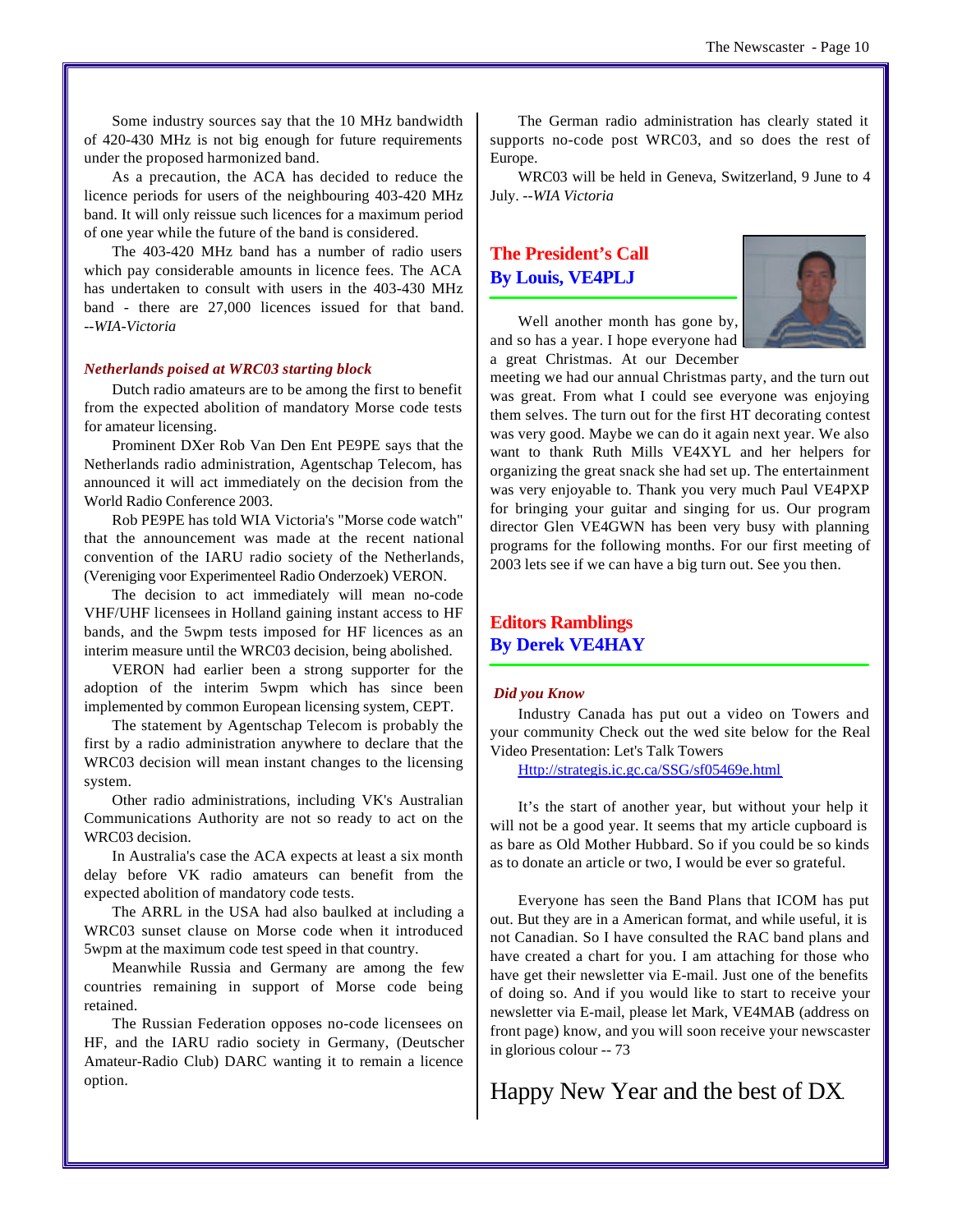Some industry sources say that the 10 MHz bandwidth of 420-430 MHz is not big enough for future requirements under the proposed harmonized band.

As a precaution, the ACA has decided to reduce the licence periods for users of the neighbouring 403-420 MHz band. It will only reissue such licences for a maximum period of one year while the future of the band is considered.

The 403-420 MHz band has a number of radio users which pay considerable amounts in licence fees. The ACA has undertaken to consult with users in the 403-430 MHz band - there are 27,000 licences issued for that band. *--WIA-Victoria*

### *Netherlands poised at WRC03 starting block*

Dutch radio amateurs are to be among the first to benefit from the expected abolition of mandatory Morse code tests for amateur licensing.

Prominent DXer Rob Van Den Ent PE9PE says that the Netherlands radio administration, Agentschap Telecom, has announced it will act immediately on the decision from the World Radio Conference 2003.

Rob PE9PE has told WIA Victoria's "Morse code watch" that the announcement was made at the recent national convention of the IARU radio society of the Netherlands, (Vereniging voor Experimenteel Radio Onderzoek) VERON.

The decision to act immediately will mean no-code VHF/UHF licensees in Holland gaining instant access to HF bands, and the 5wpm tests imposed for HF licences as an interim measure until the WRC03 decision, being abolished.

VERON had earlier been a strong supporter for the adoption of the interim 5wpm which has since been implemented by common European licensing system, CEPT.

The statement by Agentschap Telecom is probably the first by a radio administration anywhere to declare that the WRC03 decision will mean instant changes to the licensing system.

Other radio administrations, including VK's Australian Communications Authority are not so ready to act on the WRC03 decision.

In Australia's case the ACA expects at least a six month delay before VK radio amateurs can benefit from the expected abolition of mandatory code tests.

The ARRL in the USA had also baulked at including a WRC03 sunset clause on Morse code when it introduced 5wpm at the maximum code test speed in that country.

Meanwhile Russia and Germany are among the few countries remaining in support of Morse code being retained.

The Russian Federation opposes no-code licensees on HF, and the IARU radio society in Germany, (Deutscher Amateur-Radio Club) DARC wanting it to remain a licence option.

The German radio administration has clearly stated it supports no-code post WRC03, and so does the rest of Europe.

WRC03 will be held in Geneva, Switzerland, 9 June to 4 July. *--WIA Victoria*

## The President's Call
## By Louis, VE4PLJ

Well another month has gone by, and so has a year. I hope everyone had a great Christmas. At our December meeting we had our annual Christmas party, and the turn out was great. From what I could see everyone was enjoying them selves. The turn out for the first HT decorating contest was very good. Maybe we can do it again next year. We also want to thank Ruth Mills VE4XYL and her helpers for organizing the great snack she had set up. The entertainment was very enjoyable to. Thank you very much Paul VE4PXP for bringing your guitar and singing for us. Our program director Glen VE4GWN has been very busy with planning programs for the following months. For our first meeting of 2003 lets see if we can have a big turn out. See you then.

## Editors Ramblings
## By Derek VE4HAY

### *Did you Know*

Industry Canada has put out a video on Towers and your community Check out the wed site below for the Real Video Presentation: Let's Talk Towers

Http://strategis.ic.gc.ca/SSG/sf05469e.html

It's the start of another year, but without your help it will not be a good year. It seems that my article cupboard is as bare as Old Mother Hubbard. So if you could be so kinds as to donate an article or two, I would be ever so grateful.

Everyone has seen the Band Plans that ICOM has put out. But they are in a American format, and while useful, it is not Canadian. So I have consulted the RAC band plans and have created a chart for you. I am attaching for those who have get their newsletter via E-mail. Just one of the benefits of doing so. And if you would like to start to receive your newsletter via E-mail, please let Mark, VE4MAB (address on front page) know, and you will soon receive your newscaster in glorious colour -- 73

Happy New Year and the best of DX